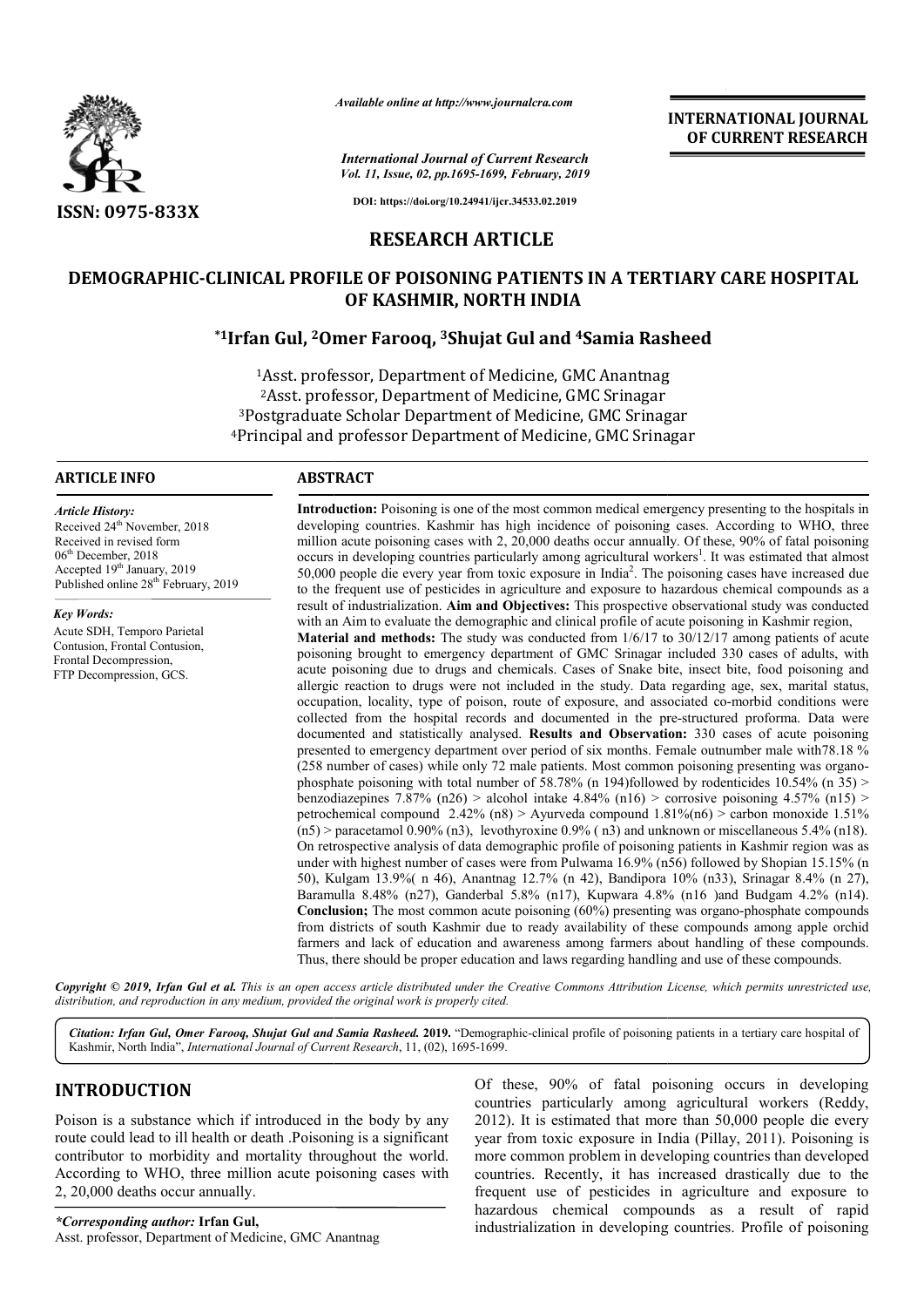ISSN: 0975-833X

Available online at http://www.journalcra.com

*International Journal of Current Research*
*Vol. 11, Issue, 02, pp.1695-1699, February, 2019*

DOI: https://doi.org/10.24941/ijcr.34533.02.2019

**INTERNATIONAL JOURNAL OF CURRENT RESEARCH**

## RESEARCH ARTICLE

# DEMOGRAPHIC-CLINICAL PROFILE OF POISONING PATIENTS IN A TERTIARY CARE HOSPITAL OF KASHMIR, NORTH INDIA

**\*[1]Irfan Gul, [2]Omer Farooq, [3]Shujat Gul and [4]Samia Rasheed**

[1]Asst. professor, Department of Medicine, GMC Anantnag
[2]Asst. professor, Department of Medicine, GMC Srinagar
[3]Postgraduate Scholar Department of Medicine, GMC Srinagar
[4]Principal and professor Department of Medicine, GMC Srinagar

**ARTICLE INFO**

*Article History:*
Received 24th November, 2018
Received in revised form 06th December, 2018
Accepted 19th January, 2019
Published online 28th February, 2019

*Key Words:*
Acute SDH, Temporo Parietal Contusion, Frontal Contusion, Frontal Decompression, FTP Decompression, GCS.

**ABSTRACT**

**Introduction:** Poisoning is one of the most common medical emergency presenting to the hospitals in developing countries. Kashmir has high incidence of poisoning cases. According to WHO, three million acute poisoning cases with 2, 20,000 deaths occur annually. Of these, 90% of fatal poisoning occurs in developing countries particularly among agricultural workers[1]. It was estimated that almost 50,000 people die every year from toxic exposure in India[2]. The poisoning cases have increased due to the frequent use of pesticides in agriculture and exposure to hazardous chemical compounds as a result of industrialization. **Aim and Objectives:** This prospective observational study was conducted with an Aim to evaluate the demographic and clinical profile of acute poisoning in Kashmir region, **Material and methods:** The study was conducted from 1/6/17 to 30/12/17 among patients of acute poisoning brought to emergency department of GMC Srinagar included 330 cases of adults, with acute poisoning due to drugs and chemicals. Cases of Snake bite, insect bite, food poisoning and allergic reaction to drugs were not included in the study. Data regarding age, sex, marital status, occupation, locality, type of poison, route of exposure, and associated co-morbid conditions were collected from the hospital records and documented in the pre-structured proforma. Data were documented and statistically analysed. **Results and Observation:** 330 cases of acute poisoning presented to emergency department over period of six months. Female outnumber male with78.18 % (258 number of cases) while only 72 male patients. Most common poisoning presenting was organo-phosphate poisoning with total number of 58.78% (n 194)followed by rodenticides 10.54% (n 35) > benzodiazepines 7.87% (n26) > alcohol intake 4.84% (n16) > corrosive poisoning 4.57% (n15) > petrochemical compound 2.42% (n8) > Ayurveda compound 1.81%(n6) > carbon monoxide 1.51% (n5) > paracetamol 0.90% (n3), levothyroxine 0.9% ( n3) and unknown or miscellaneous 5.4% (n18). On retrospective analysis of data demographic profile of poisoning patients in Kashmir region was as under with highest number of cases were from Pulwama 16.9% (n56) followed by Shopian 15.15% (n 50), Kulgam 13.9%( n 46), Anantnag 12.7% (n 42), Bandipora 10% (n33), Srinagar 8.4% (n 27), Baramulla 8.48% (n27), Ganderbal 5.8% (n17), Kupwara 4.8% (n16 )and Budgam 4.2% (n14). **Conclusion;** The most common acute poisoning (60%) presenting was organo-phosphate compounds from districts of south Kashmir due to ready availability of these compounds among apple orchid farmers and lack of education and awareness among farmers about handling of these compounds. Thus, there should be proper education and laws regarding handling and use of these compounds.

*Copyright © 2019, Irfan Gul et al. This is an open access article distributed under the Creative Commons Attribution License, which permits unrestricted use, distribution, and reproduction in any medium, provided the original work is properly cited.*

*Citation: Irfan Gul, Omer Farooq, Shujat Gul and Samia Rasheed.* **2019.** "Demographic-clinical profile of poisoning patients in a tertiary care hospital of Kashmir, North India", *International Journal of Current Research*, 11, (02), 1695-1699.

## INTRODUCTION

Poison is a substance which if introduced in the body by any route could lead to ill health or death .Poisoning is a significant contributor to morbidity and mortality throughout the world. According to WHO, three million acute poisoning cases with 2, 20,000 deaths occur annually. Of these, 90% of fatal poisoning occurs in developing countries particularly among agricultural workers (Reddy, 2012). It is estimated that more than 50,000 people die every year from toxic exposure in India (Pillay, 2011). Poisoning is more common problem in developing countries than developed countries. Recently, it has increased drastically due to the frequent use of pesticides in agriculture and exposure to hazardous chemical compounds as a result of rapid industrialization in developing countries. Profile of poisoning

*\*Corresponding author:* **Irfan Gul,**
Asst. professor, Department of Medicine, GMC Anantnag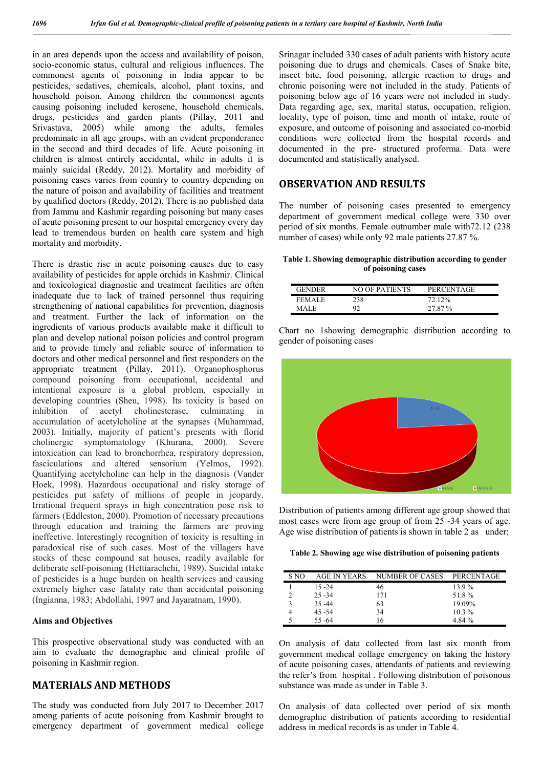in an area depends upon the access and availability of poison, socio-economic status, cultural and religious influences. The commonest agents of poisoning in India appear to be pesticides, sedatives, chemicals, alcohol, plant toxins, and household poison. Among children the commonest agents causing poisoning included kerosene, household chemicals, drugs, pesticides and garden plants (Pillay, 2011 and Srivastava, 2005) while among the adults, females predominate in all age groups, with an evident preponderance in the second and third decades of life. Acute poisoning in children is almost entirely accidental, while in adults it is mainly suicidal (Reddy, 2012). Mortality and morbidity of poisoning cases varies from country to country depending on the nature of poison and availability of facilities and treatment by qualified doctors (Reddy, 2012). There is no published data from Jammu and Kashmir regarding poisoning but many cases of acute poisoning present to our hospital emergency every day lead to tremendous burden on health care system and high mortality and morbidity.

There is drastic rise in acute poisoning causes due to easy availability of pesticides for apple orchids in Kashmir. Clinical and toxicological diagnostic and treatment facilities are often inadequate due to lack of trained personnel thus requiring strengthening of national capabilities for prevention, diagnosis and treatment. Further the lack of information on the ingredients of various products available make it difficult to plan and develop national poison policies and control program and to provide timely and reliable source of information to doctors and other medical personnel and first responders on the appropriate treatment (Pillay, 2011). Organophosphorus compound poisoning from occupational, accidental and intentional exposure is a global problem, especially in developing countries (Sheu, 1998). Its toxicity is based on inhibition of acetyl cholinesterase, culminating in accumulation of acetylcholine at the synapses (Muhammad, 2003). Initially, majority of patient's presents with florid cholinergic symptomatology (Khurana, 2000). Severe intoxication can lead to bronchorrhea, respiratory depression, fasciculations and altered sensorium (Yelmos, 1992). Quantifying acetylcholine can help in the diagnosis (Vander Hoek, 1998). Hazardous occupational and risky storage of pesticides put safety of millions of people in jeopardy. Irrational frequent sprays in high concentration pose risk to farmers (Eddleston, 2000). Promotion of necessary precautions through education and training the farmers are proving ineffective. Interestingly recognition of toxicity is resulting in paradoxical rise of such cases. Most of the villagers have stocks of these compound sat houses, readily available for deliberate self-poisoning (Hettiarachchi, 1989). Suicidal intake of pesticides is a huge burden on health services and causing extremely higher case fatality rate than accidental poisoning (Ingianna, 1983; Abdollahi, 1997 and Jayaratnam, 1990).

### Aims and Objectives

This prospective observational study was conducted with an aim to evaluate the demographic and clinical profile of poisoning in Kashmir region.

## MATERIALS AND METHODS

The study was conducted from July 2017 to December 2017 among patients of acute poisoning from Kashmir brought to emergency department of government medical college Srinagar included 330 cases of adult patients with history acute poisoning due to drugs and chemicals. Cases of Snake bite, insect bite, food poisoning, allergic reaction to drugs and chronic poisoning were not included in the study. Patients of poisoning below age of 16 years were not included in study. Data regarding age, sex, marital status, occupation, religion, locality, type of poison, time and month of intake, route of exposure, and outcome of poisoning and associated co-morbid conditions were collected from the hospital records and documented in the pre- structured proforma. Data were documented and statistically analysed.

## OBSERVATION AND RESULTS

The number of poisoning cases presented to emergency department of government medical college were 330 over period of six months. Female outnumber male with72.12 (238 number of cases) while only 92 male patients 27.87 %.

**Table 1. Showing demographic distribution according to gender of poisoning cases**

| GENDER | NO OF PATIENTS | PERCENTAGE |
|---|---|---|
| FEMALE | 238 | 72.12% |
| MALE | 92 | 27.87 % |

Chart no 1showing demographic distribution according to gender of poisoning cases

Distribution of patients among different age group showed that most cases were from age group of from 25 -34 years of age. Age wise distribution of patients is shown in table 2 as under;

**Table 2. Showing age wise distribution of poisoning patients**

| S NO | AGE IN YEARS | NUMBER OF CASES | PERCENTAGE |
|---|---|---|---|
| 1 | 15 -24 | 46 | 13.9 % |
| 2 | 25 -34 | 171 | 51.8 % |
| 3 | 35 -44 | 63 | 19.09% |
| 4 | 45 -54 | 34 | 10.3 % |
| 5 | 55 -64 | 16 | 4.84 % |

On analysis of data collected from last six month from government medical collage emergency on taking the history of acute poisoning cases, attendants of patients and reviewing the refer's from hospital . Following distribution of poisonous substance was made as under in Table 3.

On analysis of data collected over period of six month demographic distribution of patients according to residential address in medical records is as under in Table 4.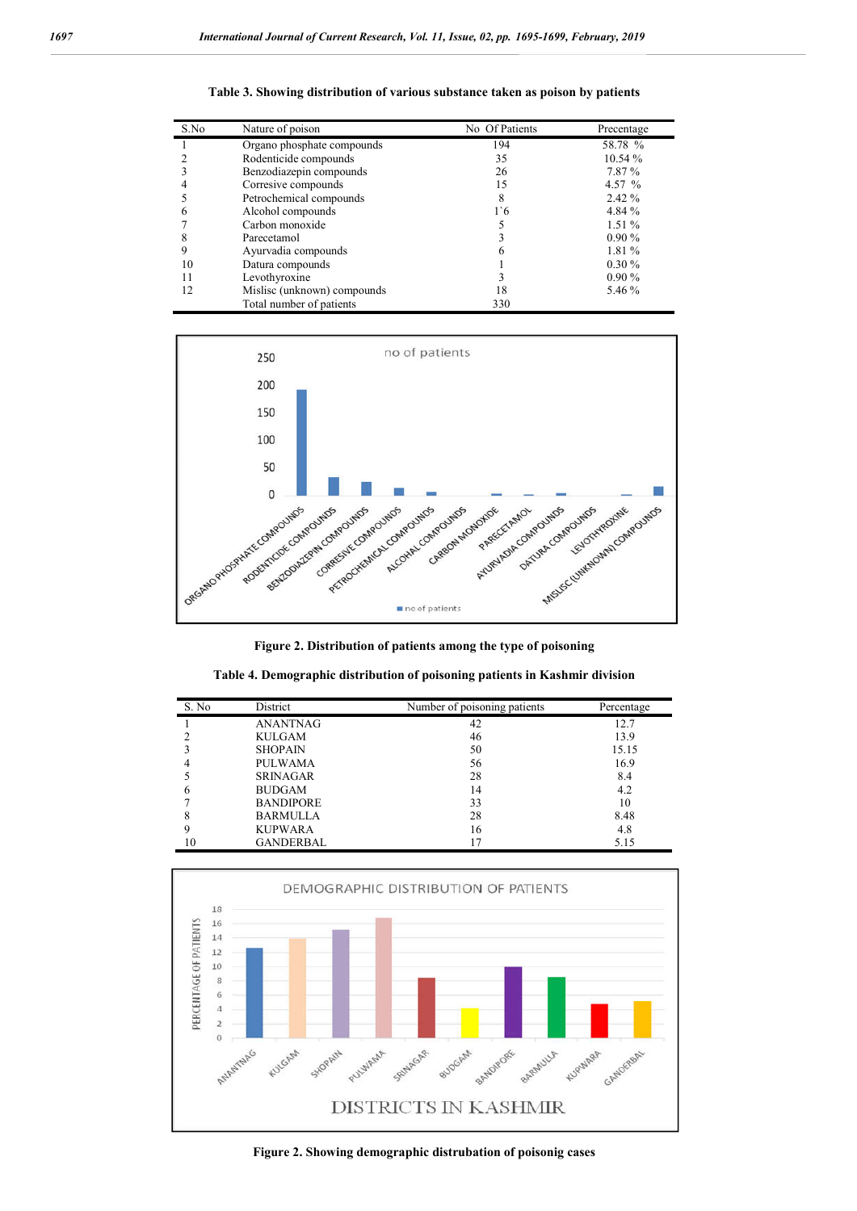**Table 3. Showing distribution of various substance taken as poison by patients**

| S.No | Nature of poison | No Of Patients | Precentage |
|---|---|---|---|
| 1 | Organo phosphate compounds | 194 | 58.78 % |
| 2 | Rodenticide compounds | 35 | 10.54 % |
| 3 | Benzodiazepin compounds | 26 | 7.87 % |
| 4 | Corresive compounds | 15 | 4.57 % |
| 5 | Petrochemical compounds | 8 | 2.42 % |
| 6 | Alcohol compounds | 1`6 | 4.84 % |
| 7 | Carbon monoxide | 5 | 1.51 % |
| 8 | Parecetamol | 3 | 0.90 % |
| 9 | Ayurvadia compounds | 6 | 1.81 % |
| 10 | Datura compounds | 1 | 0.30 % |
| 11 | Levothyroxine | 3 | 0.90 % |
| 12 | Mislisc (unknown) compounds | 18 | 5.46 % |
| | Total number of patients | 330 | |

**Figure 2. Distribution of patients among the type of poisoning**

**Table 4. Demographic distribution of poisoning patients in Kashmir division**

| S. No | District | Number of poisoning patients | Percentage |
|---|---|---|---|
| 1 | ANANTNAG | 42 | 12.7 |
| 2 | KULGAM | 46 | 13.9 |
| 3 | SHOPAIN | 50 | 15.15 |
| 4 | PULWAMA | 56 | 16.9 |
| 5 | SRINAGAR | 28 | 8.4 |
| 6 | BUDGAM | 14 | 4.2 |
| 7 | BANDIPORE | 33 | 10 |
| 8 | BARMULLA | 28 | 8.48 |
| 9 | KUPWARA | 16 | 4.8 |
| 10 | GANDERBAL | 17 | 5.15 |

**Figure 2. Showing demographic distrubation of poisonig cases**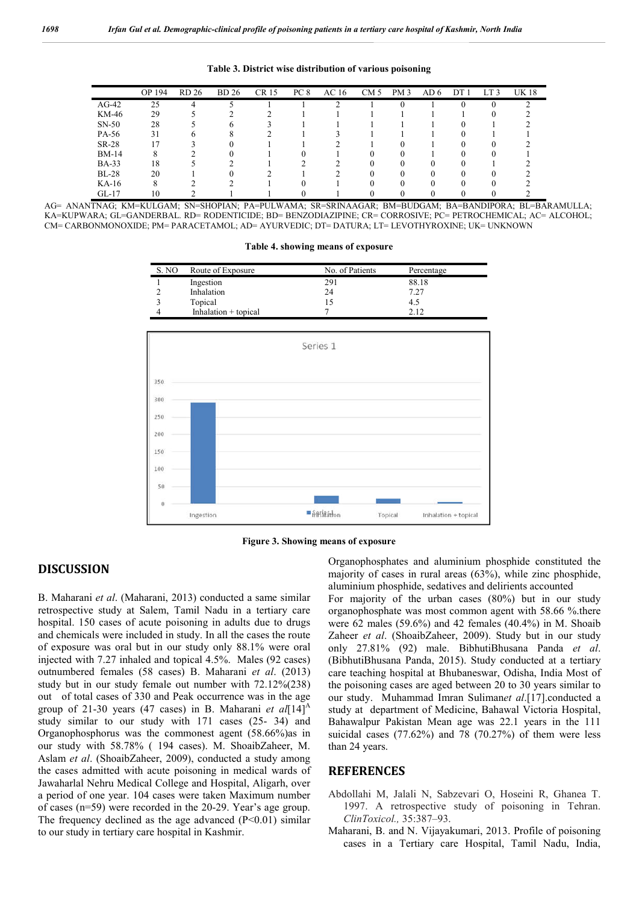**Table 3. District wise distribution of various poisoning**

| | OP 194 | RD 26 | BD 26 | CR 15 | PC 8 | AC 16 | CM 5 | PM 3 | AD 6 | DT 1 | LT 3 | UK 18 |
|---|---|---|---|---|---|---|---|---|---|---|---|---|
| AG-42 | 25 | 4 | 5 | 1 | 1 | 2 | 1 | 0 | 1 | 0 | 0 | 2 |
| KM-46 | 29 | 5 | 2 | 2 | 1 | 1 | 1 | 1 | 1 | 1 | 0 | 2 |
| SN-50 | 28 | 5 | 6 | 3 | 1 | 1 | 1 | 1 | 1 | 0 | 1 | 2 |
| PA-56 | 31 | 6 | 8 | 2 | 1 | 3 | 1 | 1 | 1 | 0 | 1 | 1 |
| SR-28 | 17 | 3 | 0 | 1 | 1 | 2 | 1 | 0 | 1 | 0 | 0 | 2 |
| BM-14 | 8 | 2 | 0 | 1 | 0 | 1 | 0 | 0 | 1 | 0 | 0 | 1 |
| BA-33 | 18 | 5 | 2 | 1 | 2 | 2 | 0 | 0 | 0 | 0 | 1 | 2 |
| BL-28 | 20 | 1 | 0 | 2 | 1 | 2 | 0 | 0 | 0 | 0 | 0 | 2 |
| KA-16 | 8 | 2 | 2 | 1 | 0 | 1 | 0 | 0 | 0 | 0 | 0 | 2 |
| GL-17 | 10 | 2 | 1 | 1 | 0 | 1 | 0 | 0 | 0 | 0 | 0 | 2 |

AG= ANANTNAG; KM=KULGAM; SN=SHOPIAN; PA=PULWAMA; SR=SRINAAGAR; BM=BUDGAM; BA=BANDIPORA; BL=BARAMULLA; KA=KUPWARA; GL=GANDERBAL. RD= RODENTICIDE; BD= BENZODIAZIPINE; CR= CORROSIVE; PC= PETROCHEMICAL; AC= ALCOHOL; CM= CARBONMONOXIDE; PM= PARACETAMOL; AD= AYURVEDIC; DT= DATURA; LT= LEVOTHYROXINE; UK= UNKNOWN

**Table 4. showing means of exposure**

| S. NO | Route of Exposure | No. of Patients | Percentage |
|---|---|---|---|
| 1 | Ingestion | 291 | 88.18 |
| 2 | Inhalation | 24 | 7.27 |
| 3 | Topical | 15 | 4.5 |
| 4 | Inhalation + topical | 7 | 2.12 |

**Figure 3. Showing means of exposure**

## DISCUSSION

B. Maharani *et al*. (Maharani, 2013) conducted a same similar retrospective study at Salem, Tamil Nadu in a tertiary care hospital. 150 cases of acute poisoning in adults due to drugs and chemicals were included in study. In all the cases the route of exposure was oral but in our study only 88.1% were oral injected with 7.27 inhaled and topical 4.5%. Males (92 cases) outnumbered females (58 cases) B. Maharani *et al*. (2013) study but in our study female out number with 72.12%(238) out of total cases of 330 and Peak occurrence was in the age group of 21-30 years (47 cases) in B. Maharani *et al*[14][A] study similar to our study with 171 cases (25- 34) and Organophosphorus was the commonest agent (58.66%)as in our study with 58.78% ( 194 cases). M. ShoaibZaheer, M. Aslam *et al*. (ShoaibZaheer, 2009), conducted a study among the cases admitted with acute poisoning in medical wards of Jawaharlal Nehru Medical College and Hospital, Aligarh, over a period of one year. 104 cases were taken Maximum number of cases (n=59) were recorded in the 20-29. Year's age group. The frequency declined as the age advanced ($P<0.01$) similar to our study in tertiary care hospital in Kashmir.

Organophosphates and aluminium phosphide constituted the majority of cases in rural areas (63%), while zinc phosphide, aluminium phosphide, sedatives and delirients accounted For majority of the urban cases (80%) but in our study organophosphate was most common agent with 58.66 %.there were 62 males (59.6%) and 42 females (40.4%) in M. Shoaib Zaheer *et al*. (ShoaibZaheer, 2009). Study but in our study only 27.81% (92) male. BibhutiBhusana Panda *et al*. (BibhutiBhusana Panda, 2015). Study conducted at a tertiary care teaching hospital at Bhubaneswar, Odisha, India Most of the poisoning cases are aged between 20 to 30 years similar to our study. Muhammad Imran Sulimanet *al*.[17].conducted a study at department of Medicine, Bahawal Victoria Hospital, Bahawalpur Pakistan Mean age was 22.1 years in the 111 suicidal cases (77.62%) and 78 (70.27%) of them were less than 24 years.

## REFERENCES

Abdollahi M, Jalali N, Sabzevari O, Hoseini R, Ghanea T. 1997. A retrospective study of poisoning in Tehran. *ClinToxicol.,* 35:387–93.

Maharani, B. and N. Vijayakumari, 2013. Profile of poisoning cases in a Tertiary care Hospital, Tamil Nadu, India,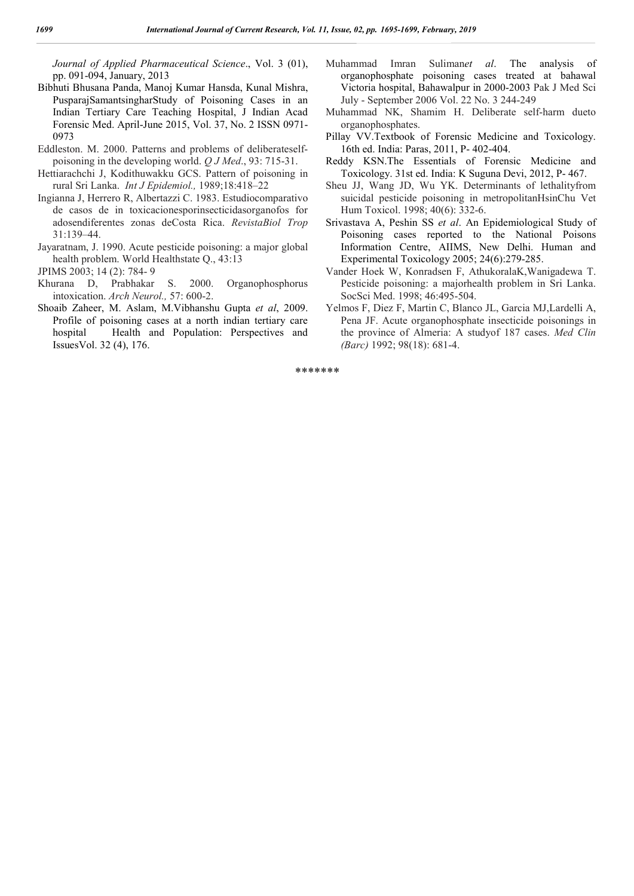*Journal of Applied Pharmaceutical Science*., Vol. 3 (01), pp. 091-094, January, 2013

Bibhuti Bhusana Panda, Manoj Kumar Hansda, Kunal Mishra, PusparajSamantsingharStudy of Poisoning Cases in an Indian Tertiary Care Teaching Hospital, J Indian Acad Forensic Med. April-June 2015, Vol. 37, No. 2 ISSN 0971-0973

Eddleston. M. 2000. Patterns and problems of deliberateself-poisoning in the developing world. *Q J Med*., 93: 715-31.

Hettiarachchi J, Kodithuwakku GCS. Pattern of poisoning in rural Sri Lanka. *Int J Epidemiol.,* 1989;18:418–22

Ingianna J, Herrero R, Albertazzi C. 1983. Estudiocomparativo de casos de in toxicacionesporinsecticidasorganofos for adosendiferentes zonas deCosta Rica. *RevistaBiol Trop* 31:139–44.

Jayaratnam, J. 1990. Acute pesticide poisoning: a major global health problem. World Healthstate Q., 43:13

JPIMS 2003; 14 (2): 784- 9

Khurana D, Prabhakar S. 2000. Organophosphorus intoxication. *Arch Neurol.,* 57: 600-2.

Shoaib Zaheer, M. Aslam, M.Vibhanshu Gupta *et al*, 2009. Profile of poisoning cases at a north indian tertiary care hospital Health and Population: Perspectives and IssuesVol. 32 (4), 176.

Muhammad Imran Sulimanet *al*. The analysis of organophosphate poisoning cases treated at bahawal Victoria hospital, Bahawalpur in 2000-2003 Pak J Med Sci July - September 2006 Vol. 22 No. 3 244-249

Muhammad NK, Shamim H. Deliberate self-harm dueto organophosphates.

Pillay VV.Textbook of Forensic Medicine and Toxicology. 16th ed. India: Paras, 2011, P- 402-404.

Reddy KSN.The Essentials of Forensic Medicine and Toxicology. 31st ed. India: K Suguna Devi, 2012, P- 467.

Sheu JJ, Wang JD, Wu YK. Determinants of lethalityfrom suicidal pesticide poisoning in metropolitanHsinChu Vet Hum Toxicol. 1998; 40(6): 332-6.

Srivastava A, Peshin SS *et al*. An Epidemiological Study of Poisoning cases reported to the National Poisons Information Centre, AIIMS, New Delhi. Human and Experimental Toxicology 2005; 24(6):279-285.

Vander Hoek W, Konradsen F, AthukoralaK,Wanigadewa T. Pesticide poisoning: a majorhealth problem in Sri Lanka. SocSci Med. 1998; 46:495-504.

Yelmos F, Diez F, Martin C, Blanco JL, Garcia MJ,Lardelli A, Pena JF. Acute organophosphate insecticide poisonings in the province of Almeria: A studyof 187 cases. *Med Clin (Barc)* 1992; 98(18): 681-4.

\*\*\*\*\*\*\*